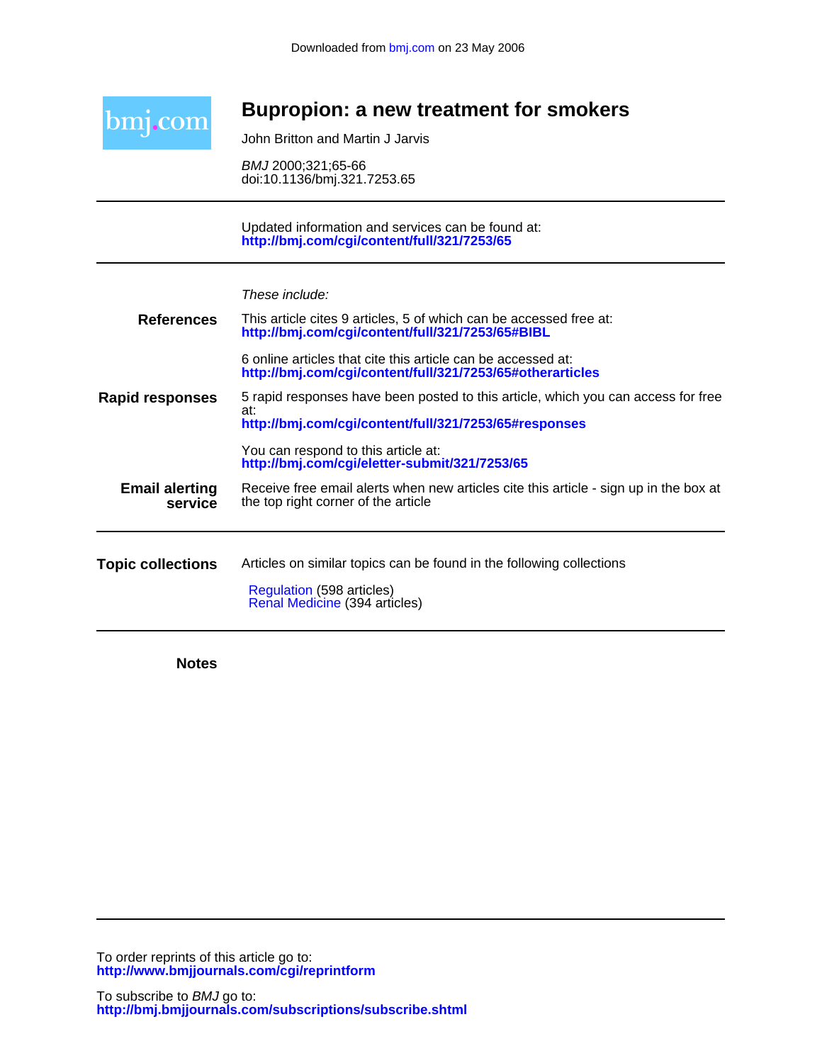Downloaded from bmj.com on 23 May 2006

# Bupropion: a new treatment for smokers

John Britton and Martin J Jarvis

*BMJ* 2000;321;65-66
doi:10.1136/bmj.321.7253.65

---

Updated information and services can be found at:
**http://bmj.com/cgi/content/full/321/7253/65**

---

*These include:*

**References**

This article cites 9 articles, 5 of which can be accessed free at:
**http://bmj.com/cgi/content/full/321/7253/65#BIBL**

6 online articles that cite this article can be accessed at:
**http://bmj.com/cgi/content/full/321/7253/65#otherarticles**

**Rapid responses**

5 rapid responses have been posted to this article, which you can access for free at:
**http://bmj.com/cgi/content/full/321/7253/65#responses**

You can respond to this article at:
**http://bmj.com/cgi/eletter-submit/321/7253/65**

**Email alerting service**

Receive free email alerts when new articles cite this article - sign up in the box at the top right corner of the article

---

**Topic collections**

Articles on similar topics can be found in the following collections

Regulation (598 articles)
Renal Medicine (394 articles)

---

**Notes**

---

To order reprints of this article go to:
**http://www.bmjjournals.com/cgi/reprintform**

To subscribe to *BMJ* go to:
**http://bmj.bmjjournals.com/subscriptions/subscribe.shtml**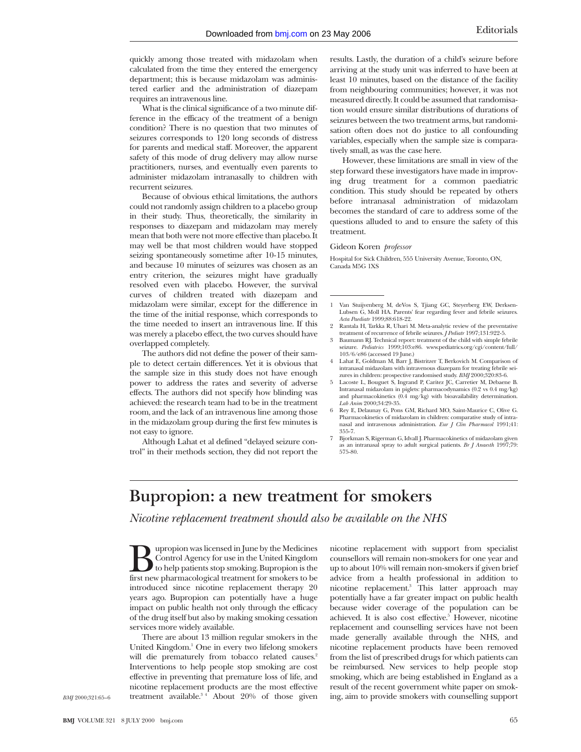quickly among those treated with midazolam when calculated from the time they entered the emergency department; this is because midazolam was administered earlier and the administration of diazepam requires an intravenous line.

What is the clinical significance of a two minute difference in the efficacy of the treatment of a benign condition? There is no question that two minutes of seizures corresponds to 120 long seconds of distress for parents and medical staff. Moreover, the apparent safety of this mode of drug delivery may allow nurse practitioners, nurses, and eventually even parents to administer midazolam intranasally to children with recurrent seizures.

Because of obvious ethical limitations, the authors could not randomly assign children to a placebo group in their study. Thus, theoretically, the similarity in responses to diazepam and midazolam may merely mean that both were not more effective than placebo. It may well be that most children would have stopped seizing spontaneously sometime after 10-15 minutes, and because 10 minutes of seizures was chosen as an entry criterion, the seizures might have gradually resolved even with placebo. However, the survival curves of children treated with diazepam and midazolam were similar, except for the difference in the time of the initial response, which corresponds to the time needed to insert an intravenous line. If this was merely a placebo effect, the two curves should have overlapped completely.

The authors did not define the power of their sample to detect certain differences. Yet it is obvious that the sample size in this study does not have enough power to address the rates and severity of adverse effects. The authors did not specify how blinding was achieved: the research team had to be in the treatment room, and the lack of an intravenous line among those in the midazolam group during the first few minutes is not easy to ignore.

Although Lahat et al defined "delayed seizure control" in their methods section, they did not report the results. Lastly, the duration of a child's seizure before arriving at the study unit was inferred to have been at least 10 minutes, based on the distance of the facility from neighbouring communities; however, it was not measured directly. It could be assumed that randomisation would ensure similar distributions of durations of seizures between the two treatment arms, but randomisation often does not do justice to all confounding variables, especially when the sample size is comparatively small, as was the case here.

However, these limitations are small in view of the step forward these investigators have made in improving drug treatment for a common paediatric condition. This study should be repeated by others before intranasal administration of midazolam becomes the standard of care to address some of the questions alluded to and to ensure the safety of this treatment.

Gideon Koren *professor*

Hospital for Sick Children, 555 University Avenue, Toronto, ON, Canada M5G 1XS

1. Van Stuijvenberg M, deVos S, Tjiang GC, Steyerberg EW, Derksen-Lubsen G, Moll HA. Parents' fear regarding fever and febrile seizures. *Acta Paediatr* 1999;88:618-22.
2. Rantala H, Tarkka R, Uhari M. Meta-analytic review of the preventative treatment of recurrence of febrile seizures. *J Pediatr* 1997;131:922-5.
3. Baumann RJ. Technical report: treatment of the child with simple febrile seizure. *Pediatrics* 1999;103:e86. www.pediatrics.org/cgi/content/full/103/6/e86 (accessed 19 June.)
4. Lahat E, Goldman M, Barr J, Bistritzer T, Berkovich M. Comparison of intranasal midazolam with intravenous diazepam for treating febrile seizures in children: prospective randomised study. *BMJ* 2000;320:83-6.
5. Lacoste L, Bouguet S, Ingrand P, Caritez JC, Carretier M, Debaene B. Intranasal midazolam in piglets: pharmacodynamics (0.2 vs 0.4 mg/kg) and pharmacokinetics (0.4 mg/kg) with bioavailability determination. *Lab Anim* 2000;34:29-35.
6. Rey E, Delaunay G, Pons GM, Richard MO, Saint-Maurice C, Olive G. Pharmacokinetics of midazolam in children: comparative study of intranasal and intravenous administration. *Eur J Clin Pharmacol* 1991;41:355-7.
7. Bjorkman S, Rigerman G, Idvall J. Pharmacokinetics of midazolam given as an intranasal spray to adult surgical patients. *Br J Anaesth* 1997;79:575-80.

# Bupropion: a new treatment for smokers

*Nicotine replacement treatment should also be available on the NHS*

Bupropion was licensed in June by the Medicines Control Agency for use in the United Kingdom to help patients stop smoking. Bupropion is the first new pharmacological treatment for smokers to be introduced since nicotine replacement therapy 20 years ago. Bupropion can potentially have a huge impact on public health not only through the efficacy of the drug itself but also by making smoking cessation services more widely available.

There are about 13 million regular smokers in the United Kingdom.[1] One in every two lifelong smokers will die prematurely from tobacco related causes.[2] Interventions to help people stop smoking are cost effective in preventing that premature loss of life, and nicotine replacement products are the most effective treatment available.[3 4] About 20% of those given nicotine replacement with support from specialist counsellors will remain non-smokers for one year and up to about 10% will remain non-smokers if given brief advice from a health professional in addition to nicotine replacement.[3] This latter approach may potentially have a far greater impact on public health because wider coverage of the population can be achieved. It is also cost effective.[5] However, nicotine replacement and counselling services have not been made generally available through the NHS, and nicotine replacement products have been removed from the list of prescribed drugs for which patients can be reimbursed. New services to help people stop smoking, which are being established in England as a result of the recent government white paper on smoking, aim to provide smokers with counselling support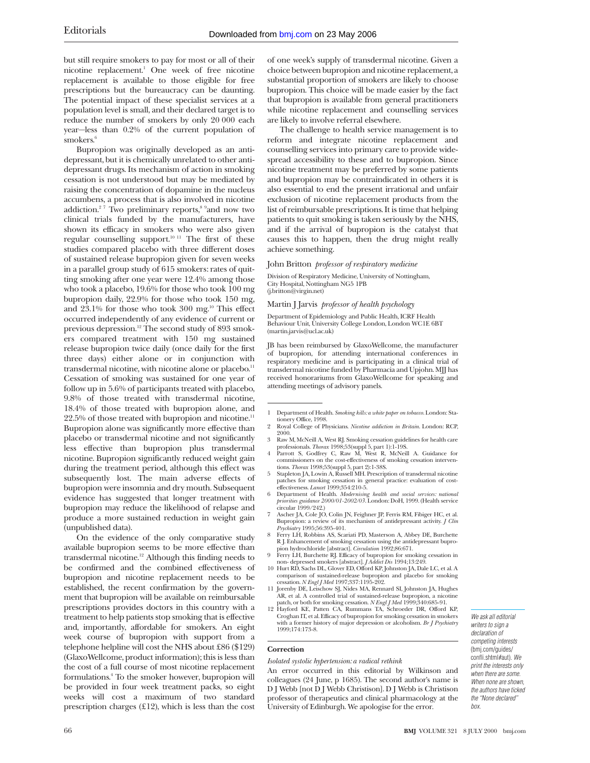but still require smokers to pay for most or all of their nicotine replacement.[1] One week of free nicotine replacement is available to those eligible for free prescriptions but the bureaucracy can be daunting. The potential impact of these specialist services at a population level is small, and their declared target is to reduce the number of smokers by only 20 000 each year—less than 0.2% of the current population of smokers.[6]

Bupropion was originally developed as an antidepressant, but it is chemically unrelated to other antidepressant drugs. Its mechanism of action in smoking cessation is not understood but may be mediated by raising the concentration of dopamine in the nucleus accumbens, a process that is also involved in nicotine addiction.[2 7] Two preliminary reports,[8 9] and now two clinical trials funded by the manufacturers, have shown its efficacy in smokers who were also given regular counselling support.[10 11] The first of these studies compared placebo with three different doses of sustained release bupropion given for seven weeks in a parallel group study of 615 smokers: rates of quitting smoking after one year were 12.4% among those who took a placebo, 19.6% for those who took 100 mg bupropion daily, 22.9% for those who took 150 mg, and 23.1% for those who took 300 mg.[10] This effect occurred independently of any evidence of current or previous depression.[12] The second study of 893 smokers compared treatment with 150 mg sustained release bupropion twice daily (once daily for the first three days) either alone or in conjunction with transdermal nicotine, with nicotine alone or placebo.[11] Cessation of smoking was sustained for one year of follow up in 5.6% of participants treated with placebo, 9.8% of those treated with transdermal nicotine, 18.4% of those treated with bupropion alone, and 22.5% of those treated with bupropion and nicotine.[11] Bupropion alone was significantly more effective than placebo or transdermal nicotine and not significantly less effective than bupropion plus transdermal nicotine. Bupropion significantly reduced weight gain during the treatment period, although this effect was subsequently lost. The main adverse effects of bupropion were insomnia and dry mouth. Subsequent evidence has suggested that longer treatment with bupropion may reduce the likelihood of relapse and produce a more sustained reduction in weight gain (unpublished data).

On the evidence of the only comparative study available bupropion seems to be more effective than transdermal nicotine.[12] Although this finding needs to be confirmed and the combined effectiveness of bupropion and nicotine replacement needs to be established, the recent confirmation by the government that bupropion will be available on reimbursable prescriptions provides doctors in this country with a treatment to help patients stop smoking that is effective and, importantly, affordable for smokers. An eight week course of bupropion with support from a telephone helpline will cost the NHS about £86 ($129) (GlaxoWellcome, product information); this is less than the cost of a full course of most nicotine replacement formulations.[4] To the smoker however, bupropion will be provided in four week treatment packs, so eight weeks will cost a maximum of two standard prescription charges (£12), which is less than the cost of one week's supply of transdermal nicotine. Given a choice between bupropion and nicotine replacement, a substantial proportion of smokers are likely to choose bupropion. This choice will be made easier by the fact that bupropion is available from general practitioners while nicotine replacement and counselling services are likely to involve referral elsewhere.

The challenge to health service management is to reform and integrate nicotine replacement and counselling services into primary care to provide widespread accessibility to these and to bupropion. Since nicotine treatment may be preferred by some patients and bupropion may be contraindicated in others it is also essential to end the present irrational and unfair exclusion of nicotine replacement products from the list of reimbursable prescriptions. It is time that helping patients to quit smoking is taken seriously by the NHS, and if the arrival of bupropion is the catalyst that causes this to happen, then the drug might really achieve something.

John Britton *professor of respiratory medicine*

Division of Respiratory Medicine, University of Nottingham, City Hospital, Nottingham NG5 1PB (j.britton@virgin.net)

Martin J Jarvis *professor of health psychology*

Department of Epidemiology and Public Health, ICRF Health Behaviour Unit, University College London, London WC1E 6BT (martin.jarvis@ucl.ac.uk)

JB has been reimbursed by GlaxoWellcome, the manufacturer of bupropion, for attending international conferences in respiratory medicine and is participating in a clinical trial of transdermal nicotine funded by Pharmacia and Upjohn. MJJ has received honorariums from GlaxoWellcome for speaking and attending meetings of advisory panels.

1. Department of Health. *Smoking kills: a white paper on tobacco.* London: Stationery Office, 1998.
2. Royal College of Physicians. *Nicotine addiction in Britain.* London: RCP, 2000.
3. Raw M, McNeill A, West RJ. Smoking cessation guidelines for health care professionals. *Thorax* 1998;53(suppl 5, part 1):1-19S.
4. Parrott S, Godfrey C, Raw M, West R, McNeill A. Guidance for commissioners on the cost-effectiveness of smoking cessation interventions. *Thorax* 1998;53(suppl 5, part 2):1-38S.
5. Stapleton JA, Lowin A, Russell MH. Prescription of transdermal nicotine patches for smoking cessation in general practice: evaluation of cost-effectiveness. *Lancet* 1999;354:210-5.
6. Department of Health. *Modernising health and social services: national priorities guidance 2000/01-2002/03.* London: DoH, 1999. (Health service circular 1999/242.)
7. Ascher JA, Cole JO, Colin JN, Feighner JP, Ferris RM, Fibiger HC, et al. Bupropion: a review of its mechanism of antidepressant activity. *J Clin Psychiatry* 1995;56:395-401.
8. Ferry LH, Robbins AS, Scariati PD, Masterson A, Abbey DE, Burchette R J. Enhancement of smoking cessation using the antidepressant bupropion hydrochloride [abstract]. *Circulation* 1992;86:671.
9. Ferry LH, Burchette RJ. Efficacy of bupropion for smoking cessation in non- depressed smokers [abstract]. *J Addict Dis* 1994;13:249.
10. Hurt RD, Sachs DL, Glover ED, Offord KP, Johnston JA, Dale LC, et al. A comparison of sustained-release bupropion and placebo for smoking cessation. *N Engl J Med* 1997;337:1195-202.
11. Jorenby DE, Leischow SJ, Nides MA, Rennard SI, Johnston JA, Hughes AR, et al. A controlled trial of sustained-release bupropion, a nicotine patch, or both for smoking cessation. *N Engl J Med* 1999;340:685-91.
12. Hayford KE, Patten CA, Rummans TA, Schroeder DR, Offord KP, Croghan IT, et al. Efficacy of bupropion for smoking cessation in smokers with a former history of major depression or alcoholism. *Br J Psychiatry* 1999;174:173-8.

*We ask all editorial writers to sign a declaration of competing interests* (bmj.com/guides/confli.shtml#aut). *We print the interests only when there are some. When none are shown, the authors have ticked the "None declared" box.*

## Correction

*Isolated systolic hypertension: a radical rethink*

An error occurred in this editorial by Wilkinson and colleagues (24 June, p 1685). The second author's name is D J Webb [not D J Webb Christison]. D J Webb is Christison professor of therapeutics and clinical pharmacology at the University of Edinburgh. We apologise for the error.